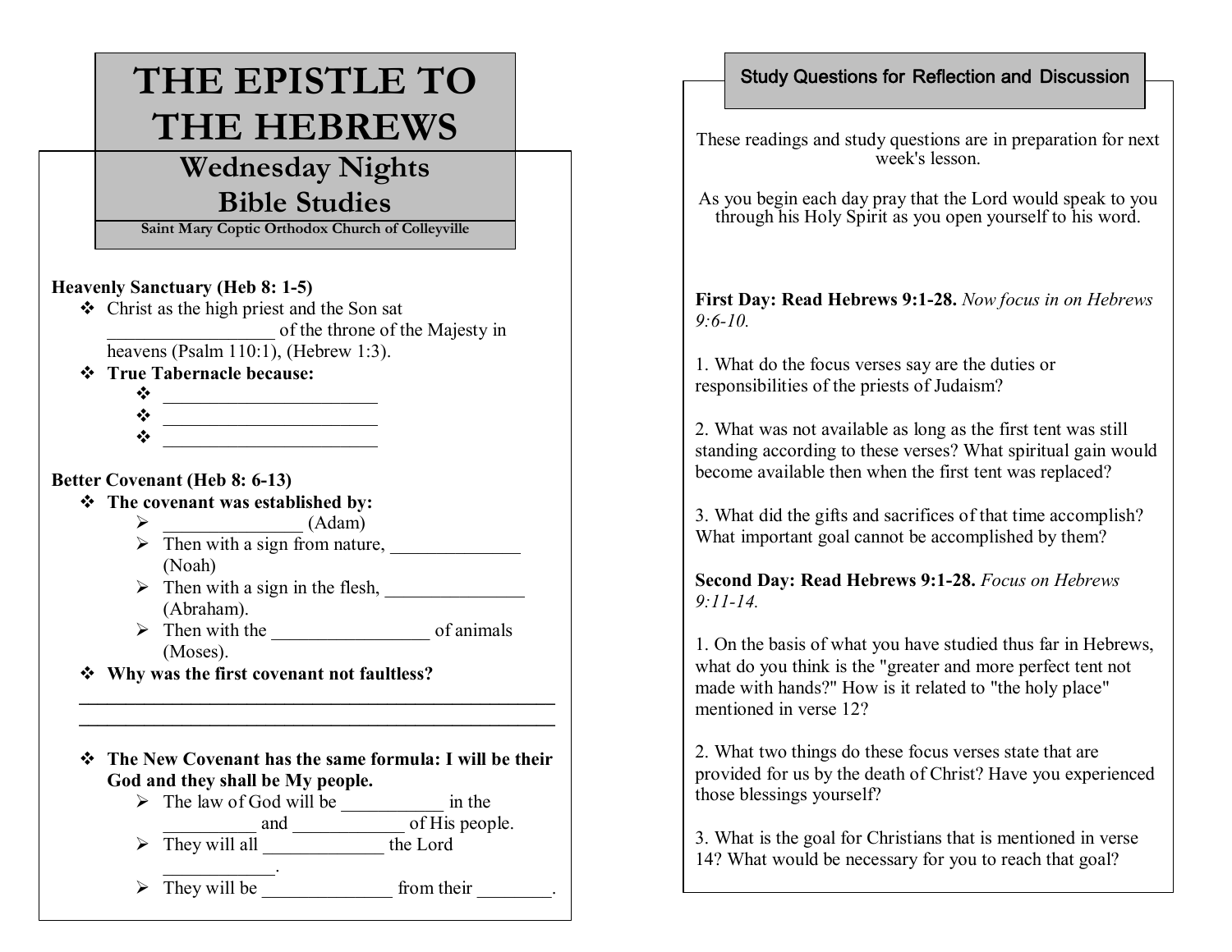# THE EPISTLE TO THE HEBREWS

## Wednesday Nights Bible Studies

**Saint Mary Coptic Orthodox Church of Colleyville**

**Heavenly Sanctuary (Heb 8: 1-5)**

- Christ as the high priest and the Son sat _________________ of the throne of the Majesty in heavens (Psalm 110:1), (Hebrew 1:3).
- **True Tabernacle because:**
  - ______________________
  - ______________________
  - ______________________

**Better Covenant (Heb 8: 6-13)**

- **The covenant was established by:**
  - ______________ (Adam)
  - Then with a sign from nature, _____________ (Noah)
  - Then with a sign in the flesh, _______________ (Abraham).
  - Then with the ________________ of animals (Moses).
- **Why was the first covenant not faultless?**

______________________________________________________

______________________________________________________

- **The New Covenant has the same formula: I will be their God and they shall be My people.**
  - The law of God will be ___________ in the __________ and ____________ of His people.
  - They will all _____________ the Lord ____________.
  - They will be ______________ from their ________.

## Study Questions for Reflection and Discussion

These readings and study questions are in preparation for next week's lesson.

As you begin each day pray that the Lord would speak to you through his Holy Spirit as you open yourself to his word.

**First Day: Read Hebrews 9:1-28.** *Now focus in on Hebrews 9:6-10.*

1. What do the focus verses say are the duties or responsibilities of the priests of Judaism?

2. What was not available as long as the first tent was still standing according to these verses? What spiritual gain would become available then when the first tent was replaced?

3. What did the gifts and sacrifices of that time accomplish? What important goal cannot be accomplished by them?

**Second Day: Read Hebrews 9:1-28.** *Focus on Hebrews 9:11-14.*

1. On the basis of what you have studied thus far in Hebrews, what do you think is the "greater and more perfect tent not made with hands?" How is it related to "the holy place" mentioned in verse 12?

2. What two things do these focus verses state that are provided for us by the death of Christ? Have you experienced those blessings yourself?

3. What is the goal for Christians that is mentioned in verse 14? What would be necessary for you to reach that goal?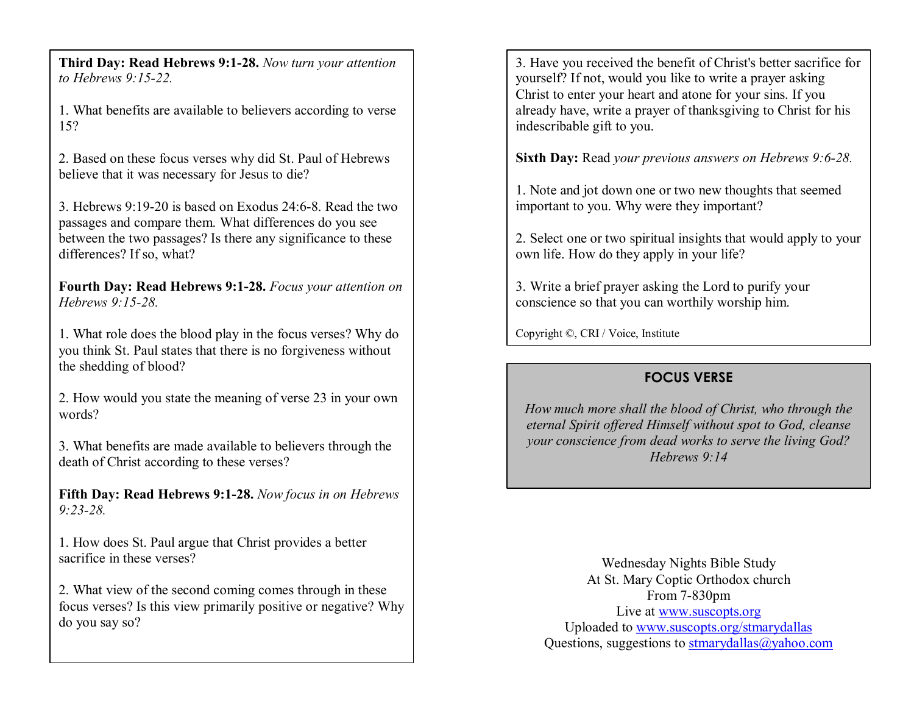**Third Day: Read Hebrews 9:1-28.** *Now turn your attention to Hebrews 9:15-22.*

1. What benefits are available to believers according to verse 15?

2. Based on these focus verses why did St. Paul of Hebrews believe that it was necessary for Jesus to die?

3. Hebrews 9:19-20 is based on Exodus 24:6-8. Read the two passages and compare them. What differences do you see between the two passages? Is there any significance to these differences? If so, what?

**Fourth Day: Read Hebrews 9:1-28.** *Focus your attention on Hebrews 9:15-28.*

1. What role does the blood play in the focus verses? Why do you think St. Paul states that there is no forgiveness without the shedding of blood?

2. How would you state the meaning of verse 23 in your own words?

3. What benefits are made available to believers through the death of Christ according to these verses?

**Fifth Day: Read Hebrews 9:1-28.** *Now focus in on Hebrews 9:23-28.*

1. How does St. Paul argue that Christ provides a better sacrifice in these verses?

2. What view of the second coming comes through in these focus verses? Is this view primarily positive or negative? Why do you say so?

3. Have you received the benefit of Christ's better sacrifice for yourself? If not, would you like to write a prayer asking Christ to enter your heart and atone for your sins. If you already have, write a prayer of thanksgiving to Christ for his indescribable gift to you.

**Sixth Day:** Read *your previous answers on Hebrews 9:6-28.*

1. Note and jot down one or two new thoughts that seemed important to you. Why were they important?

2. Select one or two spiritual insights that would apply to your own life. How do they apply in your life?

3. Write a brief prayer asking the Lord to purify your conscience so that you can worthily worship him.

Copyright ©, CRI / Voice, Institute

**FOCUS VERSE**

*How much more shall the blood of Christ, who through the eternal Spirit offered Himself without spot to God, cleanse your conscience from dead works to serve the living God? Hebrews 9:14*

Wednesday Nights Bible Study
At St. Mary Coptic Orthodox church
From 7-830pm
Live at www.suscopts.org
Uploaded to www.suscopts.org/stmarydallas
Questions, suggestions to stmarydallas@yahoo.com